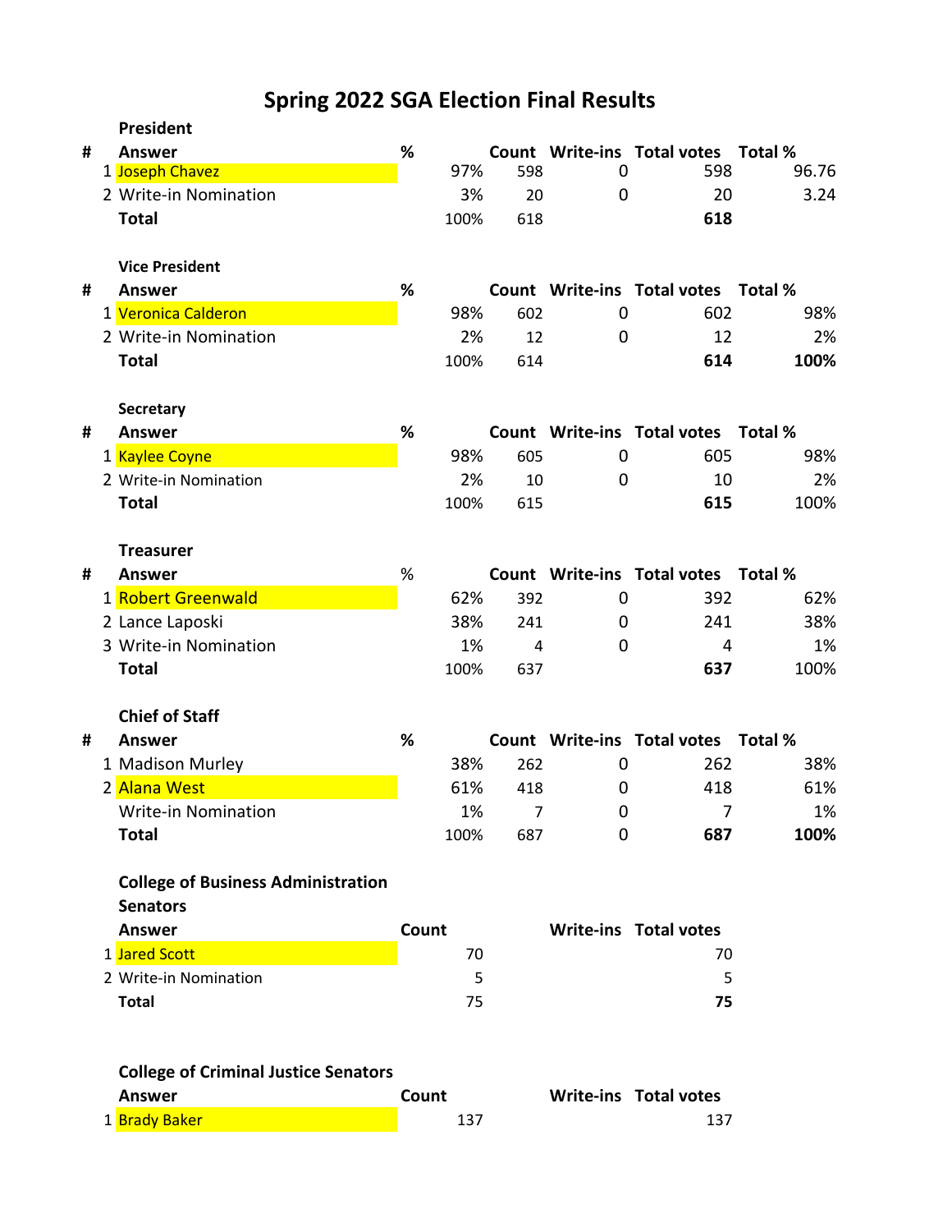# Spring 2022 SGA Election Final Results

### President

| # | Answer | % | Count | Write-ins | Total votes | Total % |
|---|---|---|---|---|---|---|
| 1 | Joseph Chavez | 97% | 598 | 0 | 598 | 96.76 |
| 2 | Write-in Nomination | 3% | 20 | 0 | 20 | 3.24 |
| | **Total** | 100% | 618 | | **618** | |

### Vice President

| # | Answer | % | Count | Write-ins | Total votes | Total % |
|---|---|---|---|---|---|---|
| 1 | Veronica Calderon | 98% | 602 | 0 | 602 | 98% |
| 2 | Write-in Nomination | 2% | 12 | 0 | 12 | 2% |
| | **Total** | 100% | 614 | | **614** | **100%** |

### Secretary

| # | Answer | % | Count | Write-ins | Total votes | Total % |
|---|---|---|---|---|---|---|
| 1 | Kaylee Coyne | 98% | 605 | 0 | 605 | 98% |
| 2 | Write-in Nomination | 2% | 10 | 0 | 10 | 2% |
| | **Total** | 100% | 615 | | **615** | 100% |

### Treasurer

| # | Answer | % | Count | Write-ins | Total votes | Total % |
|---|---|---|---|---|---|---|
| 1 | Robert Greenwald | 62% | 392 | 0 | 392 | 62% |
| 2 | Lance Laposki | 38% | 241 | 0 | 241 | 38% |
| 3 | Write-in Nomination | 1% | 4 | 0 | 4 | 1% |
| | **Total** | 100% | 637 | | **637** | 100% |

### Chief of Staff

| # | Answer | % | Count | Write-ins | Total votes | Total % |
|---|---|---|---|---|---|---|
| 1 | Madison Murley | 38% | 262 | 0 | 262 | 38% |
| 2 | Alana West | 61% | 418 | 0 | 418 | 61% |
| | Write-in Nomination | 1% | 7 | 0 | 7 | 1% |
| | **Total** | 100% | 687 | 0 | **687** | **100%** |

### College of Business Administration Senators

| # | Answer | Count | Write-ins | Total votes |
|---|---|---|---|---|
| 1 | Jared Scott | 70 | | 70 |
| 2 | Write-in Nomination | 5 | | 5 |
| | **Total** | 75 | | **75** |

### College of Criminal Justice Senators

| # | Answer | Count | Write-ins | Total votes |
|---|---|---|---|---|
| 1 | Brady Baker | 137 | | 137 |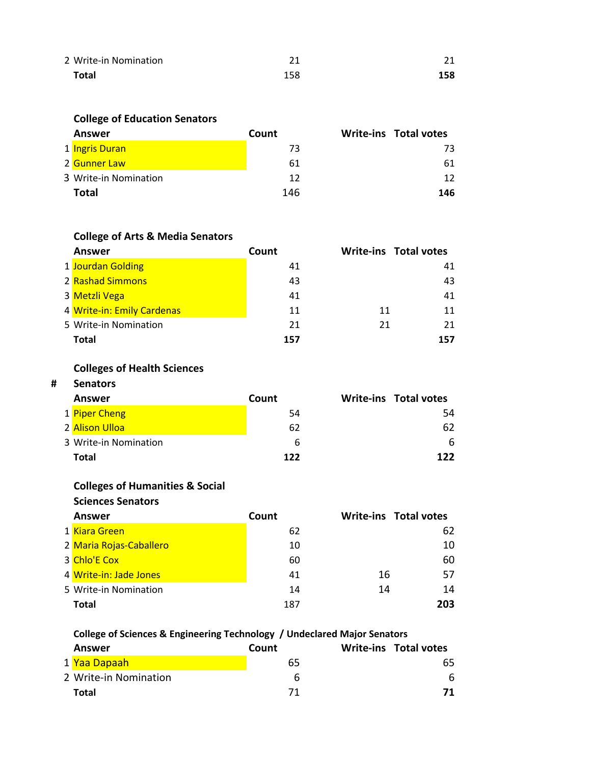| | Answer | Count | Write-ins | Total votes |
|---|---|---|---|---|
| 2 | Write-in Nomination | 21 | | 21 |
| | **Total** | 158 | | **158** |

**College of Education Senators**

| | Answer | Count | Write-ins | Total votes |
|---|---|---|---|---|
| 1 | Ingris Duran | 73 | | 73 |
| 2 | Gunner Law | 61 | | 61 |
| 3 | Write-in Nomination | 12 | | 12 |
| | **Total** | 146 | | **146** |

**College of Arts & Media Senators**

| | Answer | Count | Write-ins | Total votes |
|---|---|---|---|---|
| 1 | Jourdan Golding | 41 | | 41 |
| 2 | Rashad Simmons | 43 | | 43 |
| 3 | Metzli Vega | 41 | | 41 |
| 4 | Write-in: Emily Cardenas | 11 | 11 | 11 |
| 5 | Write-in Nomination | 21 | 21 | 21 |
| | **Total** | **157** | | **157** |

**Colleges of Health Sciences Senators**

| # | Answer | Count | Write-ins | Total votes |
|---|---|---|---|---|
| 1 | Piper Cheng | 54 | | 54 |
| 2 | Alison Ulloa | 62 | | 62 |
| 3 | Write-in Nomination | 6 | | 6 |
| | **Total** | **122** | | **122** |

**Colleges of Humanities & Social Sciences Senators**

| | Answer | Count | Write-ins | Total votes |
|---|---|---|---|---|
| 1 | Kiara Green | 62 | | 62 |
| 2 | Maria Rojas-Caballero | 10 | | 10 |
| 3 | Chlo'E Cox | 60 | | 60 |
| 4 | Write-in: Jade Jones | 41 | 16 | 57 |
| 5 | Write-in Nomination | 14 | 14 | 14 |
| | **Total** | 187 | | **203** |

**College of Sciences & Engineering Technology / Undeclared Major Senators**

| | Answer | Count | Write-ins | Total votes |
|---|---|---|---|---|
| 1 | Yaa Dapaah | 65 | | 65 |
| 2 | Write-in Nomination | 6 | | 6 |
| | **Total** | 71 | | **71** |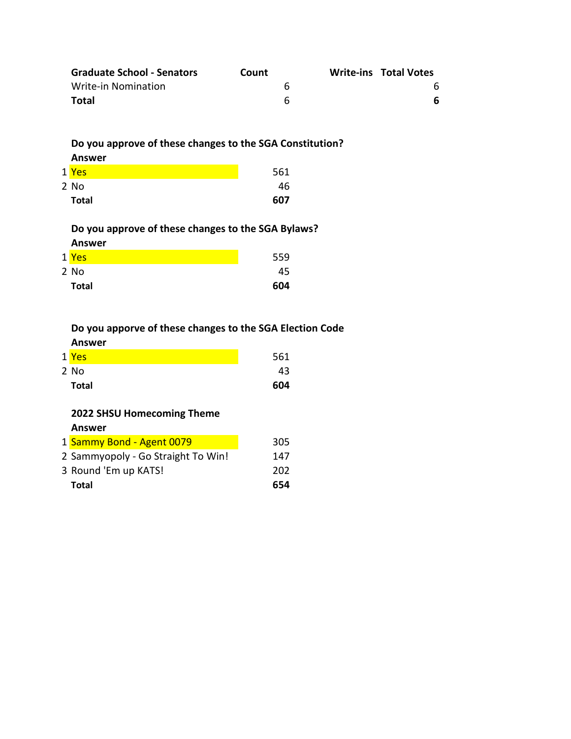| Graduate School - Senators | Count | Write-ins | Total Votes |
|---|---|---|---|
| Write-in Nomination | 6 | | 6 |
| **Total** | 6 | | **6** |

**Do you approve of these changes to the SGA Constitution?**

| | **Answer** | |
|---|---|---|
| 1 | Yes | 561 |
| 2 | No | 46 |
| | **Total** | **607** |

**Do you approve of these changes to the SGA Bylaws?**

| | **Answer** | |
|---|---|---|
| 1 | Yes | 559 |
| 2 | No | 45 |
| | **Total** | **604** |

**Do you apporve of these changes to the SGA Election Code**

| | **Answer** | |
|---|---|---|
| 1 | Yes | 561 |
| 2 | No | 43 |
| | **Total** | **604** |

**2022 SHSU Homecoming Theme**

| | **Answer** | |
|---|---|---|
| 1 | Sammy Bond - Agent 0079 | 305 |
| 2 | Sammyopoly - Go Straight To Win! | 147 |
| 3 | Round 'Em up KATS! | 202 |
| | **Total** | **654** |